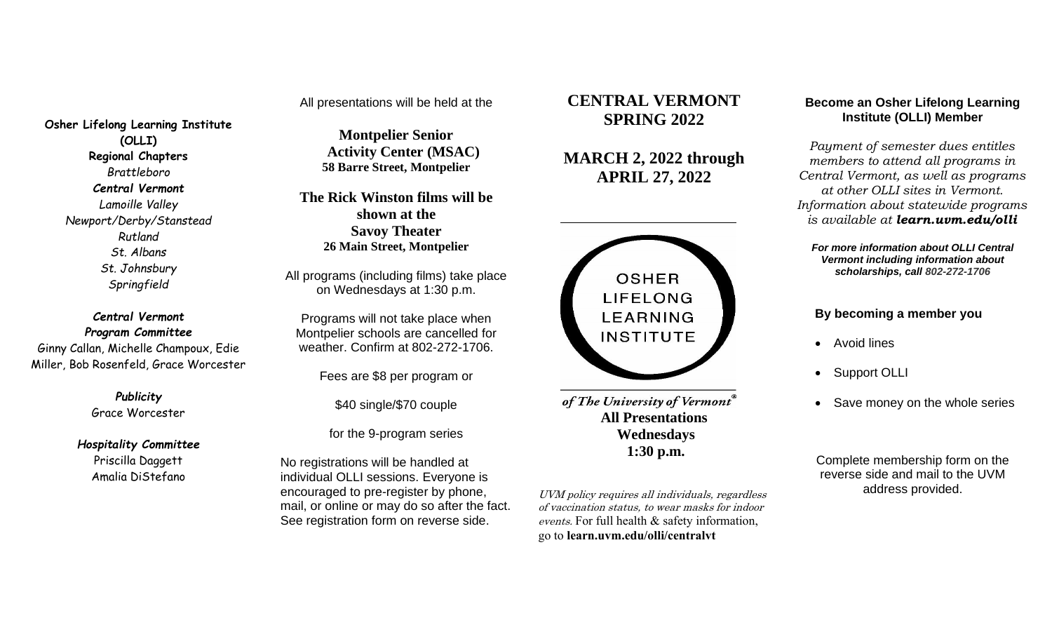**Osher Lifelong Learning Institute (OLLI)**

**Regional Chapters**

*Brattleboro*

***Central Vermont***

*Lamoille Valley*

*Newport/Derby/Stanstead*

*Rutland*

*St. Albans*

*St. Johnsbury*

*Springfield*

***Central Vermont Program Committee***

Ginny Callan, Michelle Champoux, Edie Miller, Bob Rosenfeld, Grace Worcester

***Publicity***

Grace Worcester

***Hospitality Committee***

Priscilla Daggett

Amalia DiStefano

All presentations will be held at the

**Montpelier Senior Activity Center (MSAC)**
**58 Barre Street, Montpelier**

**The Rick Winston films will be shown at the Savoy Theater**
**26 Main Street, Montpelier**

All programs (including films) take place on Wednesdays at 1:30 p.m.

Programs will not take place when Montpelier schools are cancelled for weather. Confirm at 802-272-1706.

Fees are $8 per program or

$40 single/$70 couple

for the 9-program series

No registrations will be handled at individual OLLI sessions. Everyone is encouraged to pre-register by phone, mail, or online or may do so after the fact. See registration form on reverse side.

# CENTRAL VERMONT SPRING 2022

## MARCH 2, 2022 through APRIL 27, 2022

OSHER LIFELONG LEARNING INSTITUTE

*of The University of Vermont®*

**All Presentations Wednesdays 1:30 p.m.**

*UVM policy requires all individuals, regardless of vaccination status, to wear masks for indoor events.* For full health & safety information, go to **learn.uvm.edu/olli/centralvt**

### Become an Osher Lifelong Learning Institute (OLLI) Member

*Payment of semester dues entitles members to attend all programs in Central Vermont, as well as programs at other OLLI sites in Vermont. Information about statewide programs is available at* ***learn.uvm.edu/olli***

***For more information about OLLI Central Vermont including information about scholarships, call 802-272-1706***

**By becoming a member you**

- Avoid lines
- Support OLLI
- Save money on the whole series

Complete membership form on the reverse side and mail to the UVM address provided.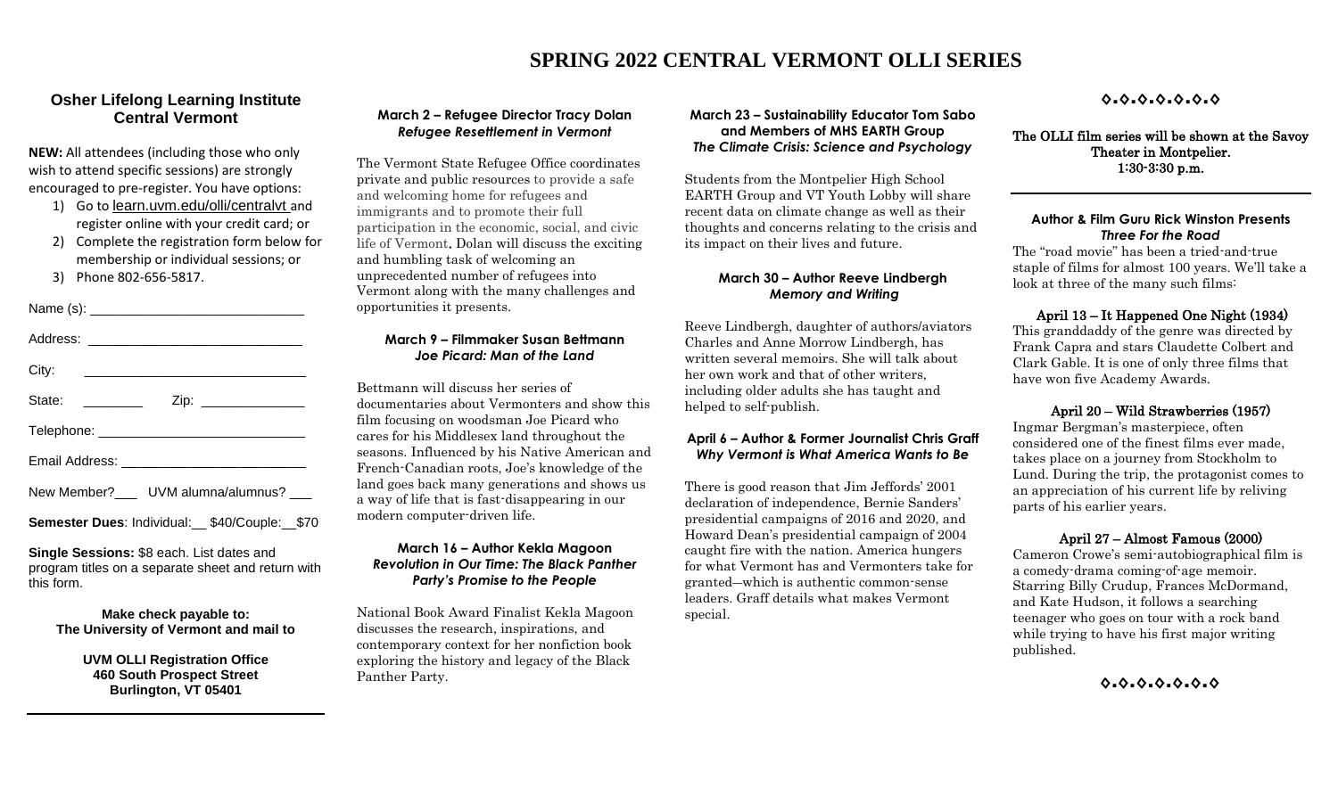# SPRING 2022 CENTRAL VERMONT OLLI SERIES

## Osher Lifelong Learning Institute Central Vermont

**NEW:** All attendees (including those who only wish to attend specific sessions) are strongly encouraged to pre-register. You have options:

1) Go to learn.uvm.edu/olli/centralvt and register online with your credit card; or
2) Complete the registration form below for membership or individual sessions; or
3) Phone 802-656-5817.

Name (s): ____________________________

Address: ____________________________

City: ____________________________

State: ________ Zip: ______________

Telephone: ____________________________

Email Address: ________________________

New Member?___ UVM alumna/alumnus? ___

**Semester Dues**: Individual:__ $40/Couple:__$70

**Single Sessions:** $8 each. List dates and program titles on a separate sheet and return with this form.

**Make check payable to:**
**The University of Vermont and mail to**

**UVM OLLI Registration Office**
**460 South Prospect Street**
**Burlington, VT 05401**

---

**March 2 – Refugee Director Tracy Dolan**
***Refugee Resettlement in Vermont***

The Vermont State Refugee Office coordinates private and public resources to provide a safe and welcoming home for refugees and immigrants and to promote their full participation in the economic, social, and civic life of Vermont. Dolan will discuss the exciting and humbling task of welcoming an unprecedented number of refugees into Vermont along with the many challenges and opportunities it presents.

**March 9 – Filmmaker Susan Bettmann**
***Joe Picard: Man of the Land***

Bettmann will discuss her series of documentaries about Vermonters and show this film focusing on woodsman Joe Picard who cares for his Middlesex land throughout the seasons. Influenced by his Native American and French-Canadian roots, Joe's knowledge of the land goes back many generations and shows us a way of life that is fast-disappearing in our modern computer-driven life.

**March 16 – Author Kekla Magoon**
***Revolution in Our Time: The Black Panther Party's Promise to the People***

National Book Award Finalist Kekla Magoon discusses the research, inspirations, and contemporary context for her nonfiction book exploring the history and legacy of the Black Panther Party.

**March 23 – Sustainability Educator Tom Sabo and Members of MHS EARTH Group**
***The Climate Crisis: Science and Psychology***

Students from the Montpelier High School EARTH Group and VT Youth Lobby will share recent data on climate change as well as their thoughts and concerns relating to the crisis and its impact on their lives and future.

**March 30 – Author Reeve Lindbergh**
***Memory and Writing***

Reeve Lindbergh, daughter of authors/aviators Charles and Anne Morrow Lindbergh, has written several memoirs. She will talk about her own work and that of other writers, including older adults she has taught and helped to self-publish.

**April 6 – Author & Former Journalist Chris Graff**
***Why Vermont is What America Wants to Be***

There is good reason that Jim Jeffords' 2001 declaration of independence, Bernie Sanders' presidential campaigns of 2016 and 2020, and Howard Dean's presidential campaign of 2004 caught fire with the nation. America hungers for what Vermont has and Vermonters take for granted—which is authentic common-sense leaders. Graff details what makes Vermont special.

◊.◊.◊.◊.◊.◊.◊

**The OLLI film series will be shown at the Savoy Theater in Montpelier.**
**1:30-3:30 p.m.**

---

**Author & Film Guru Rick Winston Presents**
***Three For the Road***

The "road movie" has been a tried-and-true staple of films for almost 100 years. We'll take a look at three of the many such films:

**April 13 – It Happened One Night (1934)**

This granddaddy of the genre was directed by Frank Capra and stars Claudette Colbert and Clark Gable. It is one of only three films that have won five Academy Awards.

**April 20 – Wild Strawberries (1957)**

Ingmar Bergman's masterpiece, often considered one of the finest films ever made, takes place on a journey from Stockholm to Lund. During the trip, the protagonist comes to an appreciation of his current life by reliving parts of his earlier years.

**April 27 – Almost Famous (2000)**

Cameron Crowe's semi-autobiographical film is a comedy-drama coming-of-age memoir. Starring Billy Crudup, Frances McDormand, and Kate Hudson, it follows a searching teenager who goes on tour with a rock band while trying to have his first major writing published.

◊.◊.◊.◊.◊.◊.◊